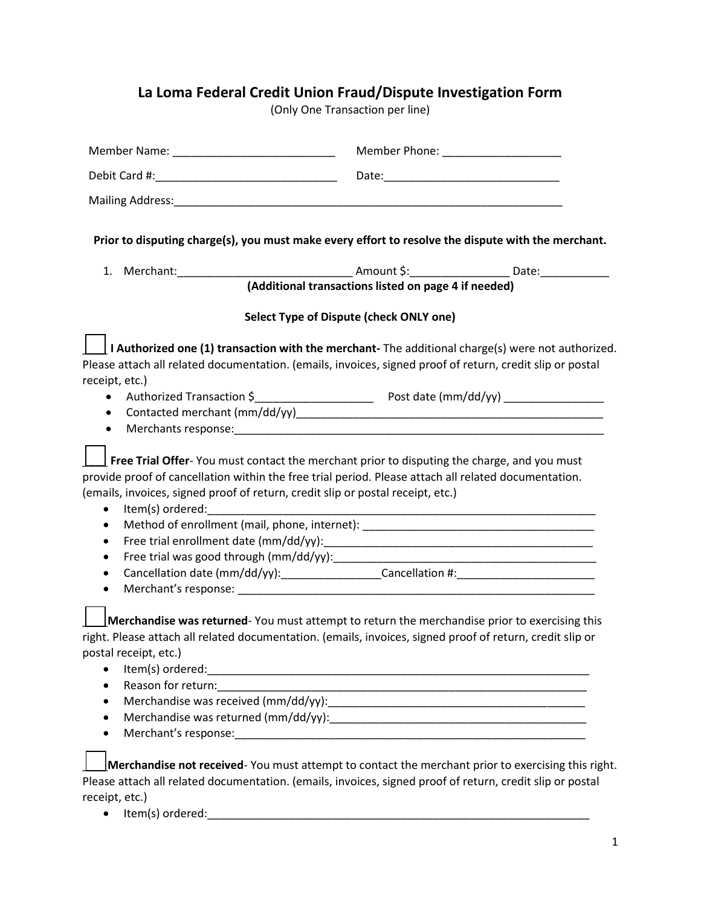# La Loma Federal Credit Union Fraud/Dispute Investigation Form

(Only One Transaction per line)

Member Name: __________________________ Member Phone: ___________________

Debit Card #:_____________________________ Date:____________________________

Mailing Address:_________________________________________________________________

**Prior to disputing charge(s), you must make every effort to resolve the dispute with the merchant.**

1. Merchant:____________________________ Amount $:________________ Date:___________

**(Additional transactions listed on page 4 if needed)**

**Select Type of Dispute (check ONLY one)**

☐ **I Authorized one (1) transaction with the merchant-** The additional charge(s) were not authorized. Please attach all related documentation. (emails, invoices, signed proof of return, credit slip or postal receipt, etc.)

- Authorized Transaction $___________________ Post date (mm/dd/yy) ________________
- Contacted merchant (mm/dd/yy)___________________________________________________
- Merchants response:______________________________________________________________

☐ **Free Trial Offer**- You must contact the merchant prior to disputing the charge, and you must provide proof of cancellation within the free trial period. Please attach all related documentation. (emails, invoices, signed proof of return, credit slip or postal receipt, etc.)

- Item(s) ordered:_________________________________________________________________
- Method of enrollment (mail, phone, internet): _____________________________________
- Free trial enrollment date (mm/dd/yy):____________________________________________
- Free trial was good through (mm/dd/yy):___________________________________________
- Cancellation date (mm/dd/yy):________________Cancellation #:______________________
- Merchant's response: _______________________________________________________________

☐ **Merchandise was returned**- You must attempt to return the merchandise prior to exercising this right. Please attach all related documentation. (emails, invoices, signed proof of return, credit slip or postal receipt, etc.)

- Item(s) ordered:_________________________________________________________________
- Reason for return:_______________________________________________________________
- Merchandise was received (mm/dd/yy):_____________________________________________
- Merchandise was returned (mm/dd/yy):_____________________________________________
- Merchant's response:______________________________________________________________

☐ **Merchandise not received**- You must attempt to contact the merchant prior to exercising this right. Please attach all related documentation. (emails, invoices, signed proof of return, credit slip or postal receipt, etc.)

- Item(s) ordered:_________________________________________________________________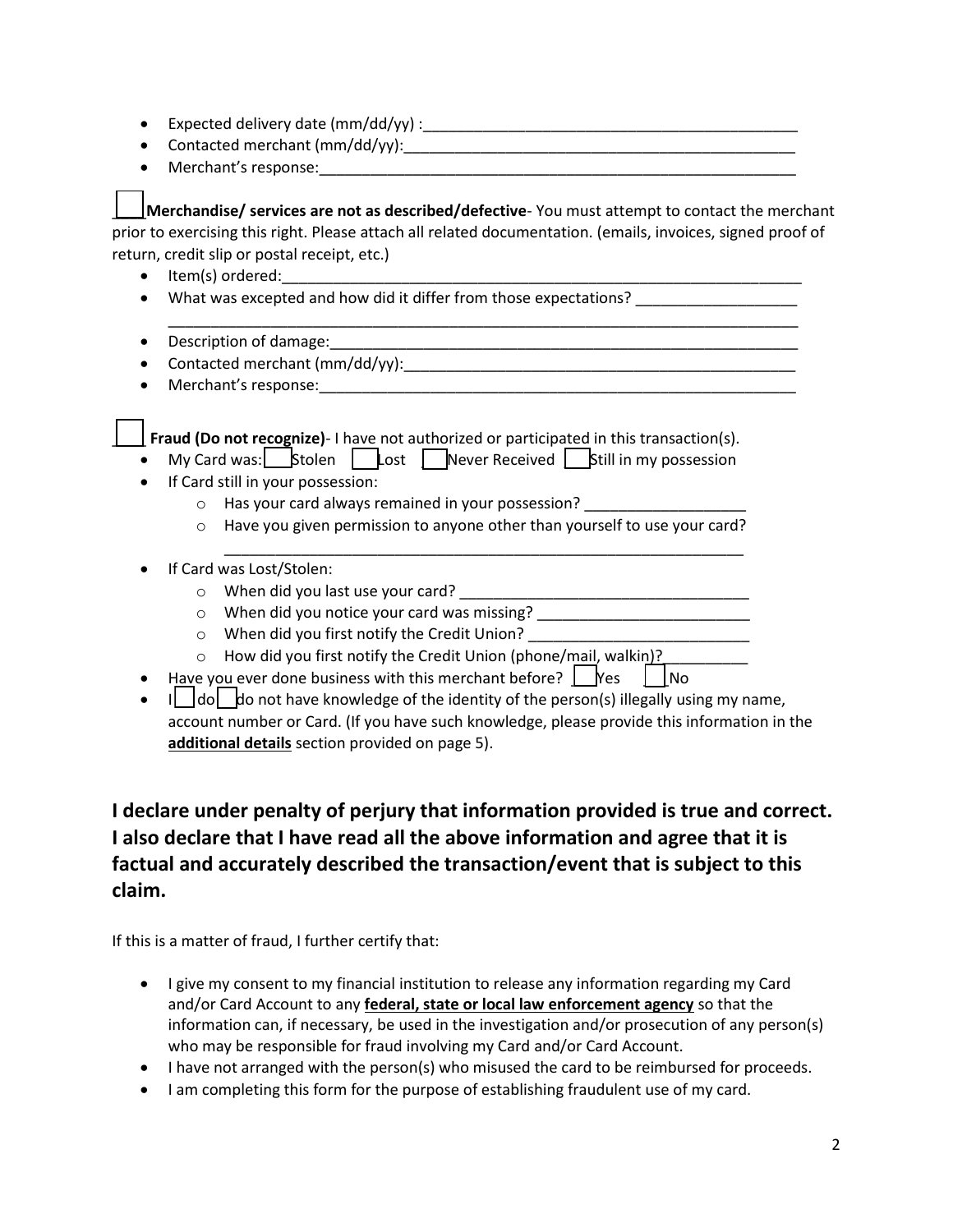- Expected delivery date (mm/dd/yy) :____________________________________________
- Contacted merchant (mm/dd/yy):_______________________________________________
- Merchant's response:_________________________________________________________

☐ **Merchandise/ services are not as described/defective**- You must attempt to contact the merchant prior to exercising this right. Please attach all related documentation. (emails, invoices, signed proof of return, credit slip or postal receipt, etc.)

- Item(s) ordered:_____________________________________________________________
- What was excepted and how did it differ from those expectations? __________________
  ___________________________________________________________________________
- Description of damage:_______________________________________________________
- Contacted merchant (mm/dd/yy):_______________________________________________
- Merchant's response:_________________________________________________________

☐ **Fraud (Do not recognize)**- I have not authorized or participated in this transaction(s).

- My Card was: ☐ Stolen ☐ Lost ☐ Never Received ☐ Still in my possession
- If Card still in your possession:
  - Has your card always remained in your possession? __________________
  - Have you given permission to anyone other than yourself to use your card?
    ___________________________________________________________
- If Card was Lost/Stolen:
  - When did you last use your card? _________________________________
  - When did you notice your card was missing? ________________________
  - When did you first notify the Credit Union? _________________________
  - How did you first notify the Credit Union (phone/mail, walkin)?__________
- Have you ever done business with this merchant before? ☐ Yes ☐ No
- I ☐ do ☐ do not have knowledge of the identity of the person(s) illegally using my name, account number or Card. (If you have such knowledge, please provide this information in the **additional details** section provided on page 5).

## I declare under penalty of perjury that information provided is true and correct. I also declare that I have read all the above information and agree that it is factual and accurately described the transaction/event that is subject to this claim.

If this is a matter of fraud, I further certify that:

- I give my consent to my financial institution to release any information regarding my Card and/or Card Account to any **federal, state or local law enforcement agency** so that the information can, if necessary, be used in the investigation and/or prosecution of any person(s) who may be responsible for fraud involving my Card and/or Card Account.
- I have not arranged with the person(s) who misused the card to be reimbursed for proceeds.
- I am completing this form for the purpose of establishing fraudulent use of my card.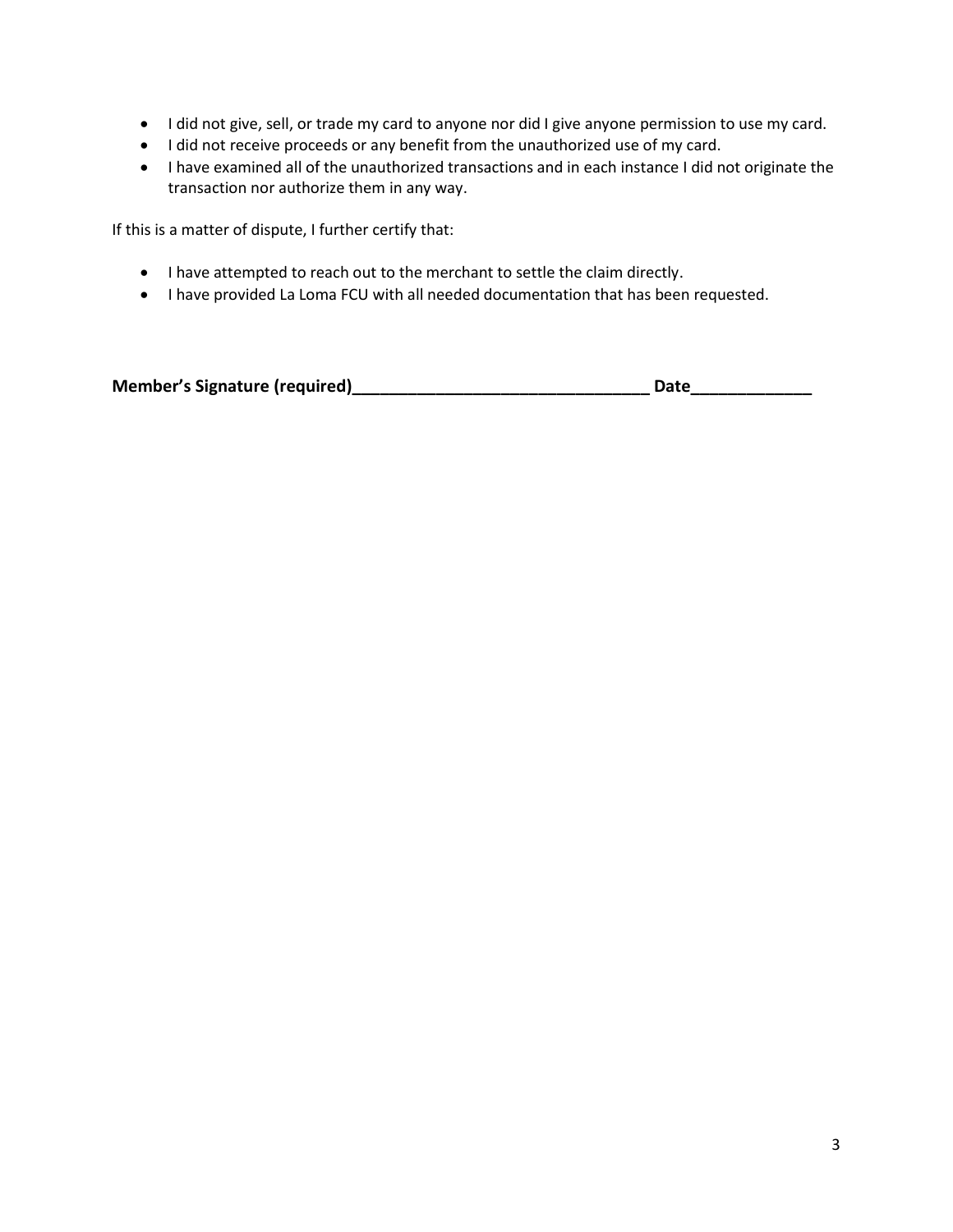- I did not give, sell, or trade my card to anyone nor did I give anyone permission to use my card.
- I did not receive proceeds or any benefit from the unauthorized use of my card.
- I have examined all of the unauthorized transactions and in each instance I did not originate the transaction nor authorize them in any way.

If this is a matter of dispute, I further certify that:

- I have attempted to reach out to the merchant to settle the claim directly.
- I have provided La Loma FCU with all needed documentation that has been requested.

**Member's Signature (required)________________________________ Date_____________**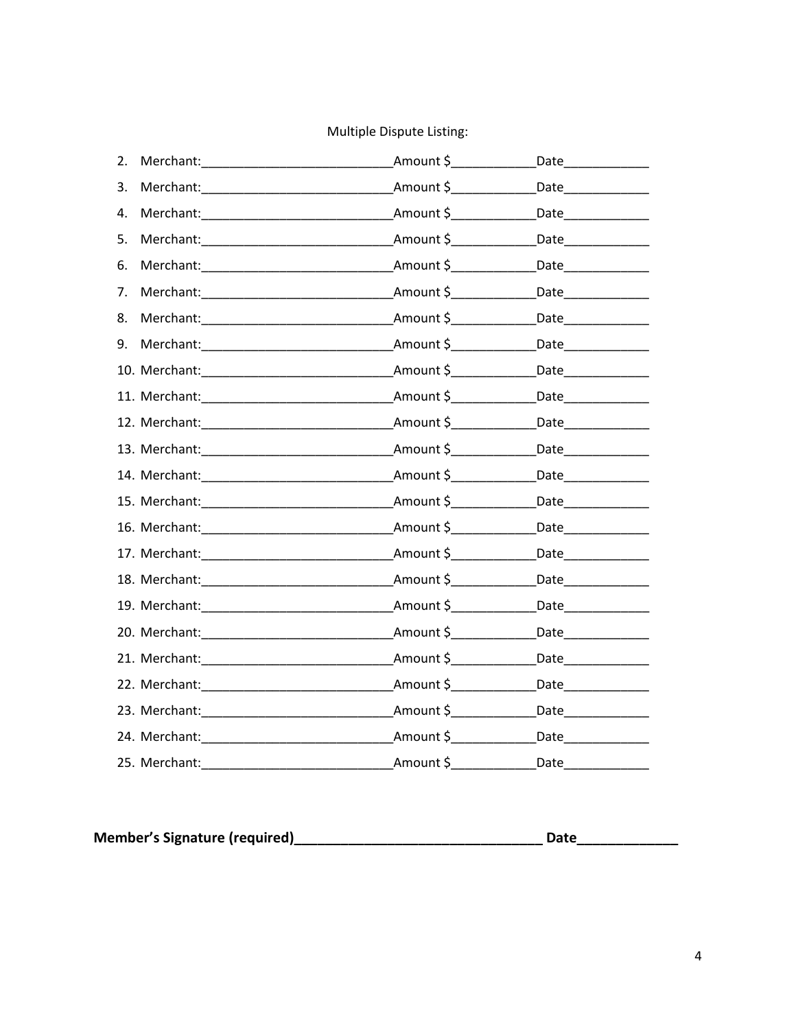Multiple Dispute Listing:

2. Merchant:\_\_\_\_\_\_\_\_\_\_\_\_\_\_\_\_\_\_\_\_\_\_\_\_\_\_\_Amount $\_\_\_\_\_\_\_\_\_\_\_\_Date\_\_\_\_\_\_\_\_\_\_\_\_
3. Merchant:\_\_\_\_\_\_\_\_\_\_\_\_\_\_\_\_\_\_\_\_\_\_\_\_\_\_\_Amount $\_\_\_\_\_\_\_\_\_\_\_\_Date\_\_\_\_\_\_\_\_\_\_\_\_
4. Merchant:\_\_\_\_\_\_\_\_\_\_\_\_\_\_\_\_\_\_\_\_\_\_\_\_\_\_\_Amount $\_\_\_\_\_\_\_\_\_\_\_\_Date\_\_\_\_\_\_\_\_\_\_\_\_
5. Merchant:\_\_\_\_\_\_\_\_\_\_\_\_\_\_\_\_\_\_\_\_\_\_\_\_\_\_\_Amount $\_\_\_\_\_\_\_\_\_\_\_\_Date\_\_\_\_\_\_\_\_\_\_\_\_
6. Merchant:\_\_\_\_\_\_\_\_\_\_\_\_\_\_\_\_\_\_\_\_\_\_\_\_\_\_\_Amount $\_\_\_\_\_\_\_\_\_\_\_\_Date\_\_\_\_\_\_\_\_\_\_\_\_
7. Merchant:\_\_\_\_\_\_\_\_\_\_\_\_\_\_\_\_\_\_\_\_\_\_\_\_\_\_\_Amount $\_\_\_\_\_\_\_\_\_\_\_\_Date\_\_\_\_\_\_\_\_\_\_\_\_
8. Merchant:\_\_\_\_\_\_\_\_\_\_\_\_\_\_\_\_\_\_\_\_\_\_\_\_\_\_\_Amount $\_\_\_\_\_\_\_\_\_\_\_\_Date\_\_\_\_\_\_\_\_\_\_\_\_
9. Merchant:\_\_\_\_\_\_\_\_\_\_\_\_\_\_\_\_\_\_\_\_\_\_\_\_\_\_\_Amount $\_\_\_\_\_\_\_\_\_\_\_\_Date\_\_\_\_\_\_\_\_\_\_\_\_
10. Merchant:\_\_\_\_\_\_\_\_\_\_\_\_\_\_\_\_\_\_\_\_\_\_\_\_\_\_\_Amount $\_\_\_\_\_\_\_\_\_\_\_\_Date\_\_\_\_\_\_\_\_\_\_\_\_
11. Merchant:\_\_\_\_\_\_\_\_\_\_\_\_\_\_\_\_\_\_\_\_\_\_\_\_\_\_\_Amount $\_\_\_\_\_\_\_\_\_\_\_\_Date\_\_\_\_\_\_\_\_\_\_\_\_
12. Merchant:\_\_\_\_\_\_\_\_\_\_\_\_\_\_\_\_\_\_\_\_\_\_\_\_\_\_\_Amount $\_\_\_\_\_\_\_\_\_\_\_\_Date\_\_\_\_\_\_\_\_\_\_\_\_
13. Merchant:\_\_\_\_\_\_\_\_\_\_\_\_\_\_\_\_\_\_\_\_\_\_\_\_\_\_\_Amount $\_\_\_\_\_\_\_\_\_\_\_\_Date\_\_\_\_\_\_\_\_\_\_\_\_
14. Merchant:\_\_\_\_\_\_\_\_\_\_\_\_\_\_\_\_\_\_\_\_\_\_\_\_\_\_\_Amount $\_\_\_\_\_\_\_\_\_\_\_\_Date\_\_\_\_\_\_\_\_\_\_\_\_
15. Merchant:\_\_\_\_\_\_\_\_\_\_\_\_\_\_\_\_\_\_\_\_\_\_\_\_\_\_\_Amount $\_\_\_\_\_\_\_\_\_\_\_\_Date\_\_\_\_\_\_\_\_\_\_\_\_
16. Merchant:\_\_\_\_\_\_\_\_\_\_\_\_\_\_\_\_\_\_\_\_\_\_\_\_\_\_\_Amount $\_\_\_\_\_\_\_\_\_\_\_\_Date\_\_\_\_\_\_\_\_\_\_\_\_
17. Merchant:\_\_\_\_\_\_\_\_\_\_\_\_\_\_\_\_\_\_\_\_\_\_\_\_\_\_\_Amount $\_\_\_\_\_\_\_\_\_\_\_\_Date\_\_\_\_\_\_\_\_\_\_\_\_
18. Merchant:\_\_\_\_\_\_\_\_\_\_\_\_\_\_\_\_\_\_\_\_\_\_\_\_\_\_\_Amount $\_\_\_\_\_\_\_\_\_\_\_\_Date\_\_\_\_\_\_\_\_\_\_\_\_
19. Merchant:\_\_\_\_\_\_\_\_\_\_\_\_\_\_\_\_\_\_\_\_\_\_\_\_\_\_\_Amount $\_\_\_\_\_\_\_\_\_\_\_\_Date\_\_\_\_\_\_\_\_\_\_\_\_
20. Merchant:\_\_\_\_\_\_\_\_\_\_\_\_\_\_\_\_\_\_\_\_\_\_\_\_\_\_\_Amount $\_\_\_\_\_\_\_\_\_\_\_\_Date\_\_\_\_\_\_\_\_\_\_\_\_
21. Merchant:\_\_\_\_\_\_\_\_\_\_\_\_\_\_\_\_\_\_\_\_\_\_\_\_\_\_\_Amount $\_\_\_\_\_\_\_\_\_\_\_\_Date\_\_\_\_\_\_\_\_\_\_\_\_
22. Merchant:\_\_\_\_\_\_\_\_\_\_\_\_\_\_\_\_\_\_\_\_\_\_\_\_\_\_\_Amount $\_\_\_\_\_\_\_\_\_\_\_\_Date\_\_\_\_\_\_\_\_\_\_\_\_
23. Merchant:\_\_\_\_\_\_\_\_\_\_\_\_\_\_\_\_\_\_\_\_\_\_\_\_\_\_\_Amount $\_\_\_\_\_\_\_\_\_\_\_\_Date\_\_\_\_\_\_\_\_\_\_\_\_
24. Merchant:\_\_\_\_\_\_\_\_\_\_\_\_\_\_\_\_\_\_\_\_\_\_\_\_\_\_\_Amount $\_\_\_\_\_\_\_\_\_\_\_\_Date\_\_\_\_\_\_\_\_\_\_\_\_
25. Merchant:\_\_\_\_\_\_\_\_\_\_\_\_\_\_\_\_\_\_\_\_\_\_\_\_\_\_\_Amount $\_\_\_\_\_\_\_\_\_\_\_\_Date\_\_\_\_\_\_\_\_\_\_\_\_

**Member's Signature (required)\_\_\_\_\_\_\_\_\_\_\_\_\_\_\_\_\_\_\_\_\_\_\_\_\_\_\_\_\_\_\_\_\_ Date\_\_\_\_\_\_\_\_\_\_\_\_\_**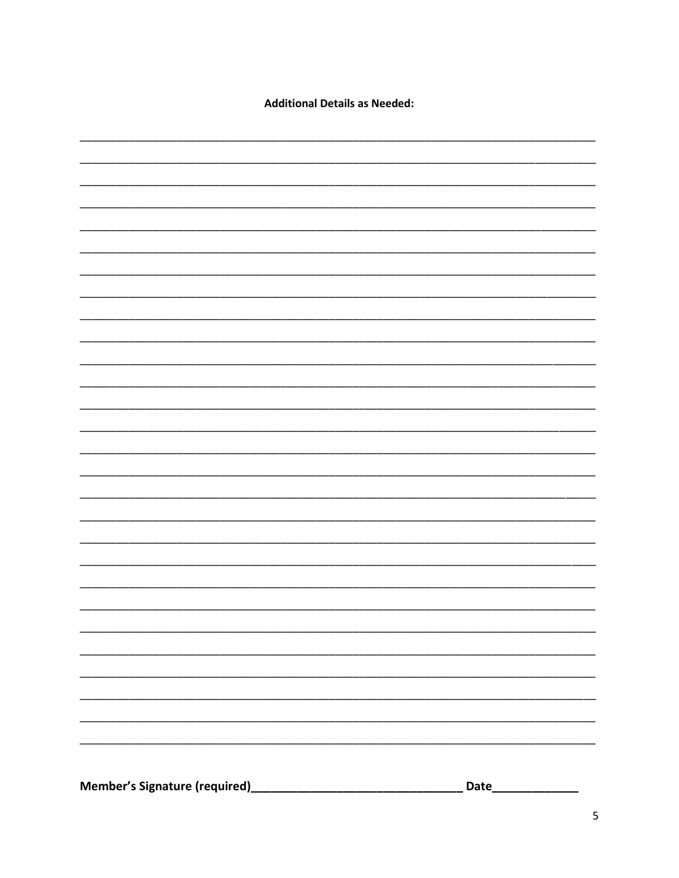**Additional Details as Needed:**

\_\_\_\_\_\_\_\_\_\_\_\_\_\_\_\_\_\_\_\_\_\_\_\_\_\_\_\_\_\_\_\_\_\_\_\_\_\_\_\_\_\_\_\_\_\_\_\_\_\_\_\_\_\_\_\_\_\_\_\_\_\_\_\_\_\_\_\_\_\_\_\_\_\_\_\_\_\_

\_\_\_\_\_\_\_\_\_\_\_\_\_\_\_\_\_\_\_\_\_\_\_\_\_\_\_\_\_\_\_\_\_\_\_\_\_\_\_\_\_\_\_\_\_\_\_\_\_\_\_\_\_\_\_\_\_\_\_\_\_\_\_\_\_\_\_\_\_\_\_\_\_\_\_\_\_\_

\_\_\_\_\_\_\_\_\_\_\_\_\_\_\_\_\_\_\_\_\_\_\_\_\_\_\_\_\_\_\_\_\_\_\_\_\_\_\_\_\_\_\_\_\_\_\_\_\_\_\_\_\_\_\_\_\_\_\_\_\_\_\_\_\_\_\_\_\_\_\_\_\_\_\_\_\_\_

\_\_\_\_\_\_\_\_\_\_\_\_\_\_\_\_\_\_\_\_\_\_\_\_\_\_\_\_\_\_\_\_\_\_\_\_\_\_\_\_\_\_\_\_\_\_\_\_\_\_\_\_\_\_\_\_\_\_\_\_\_\_\_\_\_\_\_\_\_\_\_\_\_\_\_\_\_\_

\_\_\_\_\_\_\_\_\_\_\_\_\_\_\_\_\_\_\_\_\_\_\_\_\_\_\_\_\_\_\_\_\_\_\_\_\_\_\_\_\_\_\_\_\_\_\_\_\_\_\_\_\_\_\_\_\_\_\_\_\_\_\_\_\_\_\_\_\_\_\_\_\_\_\_\_\_\_

\_\_\_\_\_\_\_\_\_\_\_\_\_\_\_\_\_\_\_\_\_\_\_\_\_\_\_\_\_\_\_\_\_\_\_\_\_\_\_\_\_\_\_\_\_\_\_\_\_\_\_\_\_\_\_\_\_\_\_\_\_\_\_\_\_\_\_\_\_\_\_\_\_\_\_\_\_\_

\_\_\_\_\_\_\_\_\_\_\_\_\_\_\_\_\_\_\_\_\_\_\_\_\_\_\_\_\_\_\_\_\_\_\_\_\_\_\_\_\_\_\_\_\_\_\_\_\_\_\_\_\_\_\_\_\_\_\_\_\_\_\_\_\_\_\_\_\_\_\_\_\_\_\_\_\_\_

\_\_\_\_\_\_\_\_\_\_\_\_\_\_\_\_\_\_\_\_\_\_\_\_\_\_\_\_\_\_\_\_\_\_\_\_\_\_\_\_\_\_\_\_\_\_\_\_\_\_\_\_\_\_\_\_\_\_\_\_\_\_\_\_\_\_\_\_\_\_\_\_\_\_\_\_\_\_

\_\_\_\_\_\_\_\_\_\_\_\_\_\_\_\_\_\_\_\_\_\_\_\_\_\_\_\_\_\_\_\_\_\_\_\_\_\_\_\_\_\_\_\_\_\_\_\_\_\_\_\_\_\_\_\_\_\_\_\_\_\_\_\_\_\_\_\_\_\_\_\_\_\_\_\_\_\_

\_\_\_\_\_\_\_\_\_\_\_\_\_\_\_\_\_\_\_\_\_\_\_\_\_\_\_\_\_\_\_\_\_\_\_\_\_\_\_\_\_\_\_\_\_\_\_\_\_\_\_\_\_\_\_\_\_\_\_\_\_\_\_\_\_\_\_\_\_\_\_\_\_\_\_\_\_\_

\_\_\_\_\_\_\_\_\_\_\_\_\_\_\_\_\_\_\_\_\_\_\_\_\_\_\_\_\_\_\_\_\_\_\_\_\_\_\_\_\_\_\_\_\_\_\_\_\_\_\_\_\_\_\_\_\_\_\_\_\_\_\_\_\_\_\_\_\_\_\_\_\_\_\_\_\_\_

\_\_\_\_\_\_\_\_\_\_\_\_\_\_\_\_\_\_\_\_\_\_\_\_\_\_\_\_\_\_\_\_\_\_\_\_\_\_\_\_\_\_\_\_\_\_\_\_\_\_\_\_\_\_\_\_\_\_\_\_\_\_\_\_\_\_\_\_\_\_\_\_\_\_\_\_\_\_

\_\_\_\_\_\_\_\_\_\_\_\_\_\_\_\_\_\_\_\_\_\_\_\_\_\_\_\_\_\_\_\_\_\_\_\_\_\_\_\_\_\_\_\_\_\_\_\_\_\_\_\_\_\_\_\_\_\_\_\_\_\_\_\_\_\_\_\_\_\_\_\_\_\_\_\_\_\_

\_\_\_\_\_\_\_\_\_\_\_\_\_\_\_\_\_\_\_\_\_\_\_\_\_\_\_\_\_\_\_\_\_\_\_\_\_\_\_\_\_\_\_\_\_\_\_\_\_\_\_\_\_\_\_\_\_\_\_\_\_\_\_\_\_\_\_\_\_\_\_\_\_\_\_\_\_\_

\_\_\_\_\_\_\_\_\_\_\_\_\_\_\_\_\_\_\_\_\_\_\_\_\_\_\_\_\_\_\_\_\_\_\_\_\_\_\_\_\_\_\_\_\_\_\_\_\_\_\_\_\_\_\_\_\_\_\_\_\_\_\_\_\_\_\_\_\_\_\_\_\_\_\_\_\_\_

\_\_\_\_\_\_\_\_\_\_\_\_\_\_\_\_\_\_\_\_\_\_\_\_\_\_\_\_\_\_\_\_\_\_\_\_\_\_\_\_\_\_\_\_\_\_\_\_\_\_\_\_\_\_\_\_\_\_\_\_\_\_\_\_\_\_\_\_\_\_\_\_\_\_\_\_\_\_

\_\_\_\_\_\_\_\_\_\_\_\_\_\_\_\_\_\_\_\_\_\_\_\_\_\_\_\_\_\_\_\_\_\_\_\_\_\_\_\_\_\_\_\_\_\_\_\_\_\_\_\_\_\_\_\_\_\_\_\_\_\_\_\_\_\_\_\_\_\_\_\_\_\_\_\_\_\_

\_\_\_\_\_\_\_\_\_\_\_\_\_\_\_\_\_\_\_\_\_\_\_\_\_\_\_\_\_\_\_\_\_\_\_\_\_\_\_\_\_\_\_\_\_\_\_\_\_\_\_\_\_\_\_\_\_\_\_\_\_\_\_\_\_\_\_\_\_\_\_\_\_\_\_\_\_\_

\_\_\_\_\_\_\_\_\_\_\_\_\_\_\_\_\_\_\_\_\_\_\_\_\_\_\_\_\_\_\_\_\_\_\_\_\_\_\_\_\_\_\_\_\_\_\_\_\_\_\_\_\_\_\_\_\_\_\_\_\_\_\_\_\_\_\_\_\_\_\_\_\_\_\_\_\_\_

\_\_\_\_\_\_\_\_\_\_\_\_\_\_\_\_\_\_\_\_\_\_\_\_\_\_\_\_\_\_\_\_\_\_\_\_\_\_\_\_\_\_\_\_\_\_\_\_\_\_\_\_\_\_\_\_\_\_\_\_\_\_\_\_\_\_\_\_\_\_\_\_\_\_\_\_\_\_

\_\_\_\_\_\_\_\_\_\_\_\_\_\_\_\_\_\_\_\_\_\_\_\_\_\_\_\_\_\_\_\_\_\_\_\_\_\_\_\_\_\_\_\_\_\_\_\_\_\_\_\_\_\_\_\_\_\_\_\_\_\_\_\_\_\_\_\_\_\_\_\_\_\_\_\_\_\_

\_\_\_\_\_\_\_\_\_\_\_\_\_\_\_\_\_\_\_\_\_\_\_\_\_\_\_\_\_\_\_\_\_\_\_\_\_\_\_\_\_\_\_\_\_\_\_\_\_\_\_\_\_\_\_\_\_\_\_\_\_\_\_\_\_\_\_\_\_\_\_\_\_\_\_\_\_\_

\_\_\_\_\_\_\_\_\_\_\_\_\_\_\_\_\_\_\_\_\_\_\_\_\_\_\_\_\_\_\_\_\_\_\_\_\_\_\_\_\_\_\_\_\_\_\_\_\_\_\_\_\_\_\_\_\_\_\_\_\_\_\_\_\_\_\_\_\_\_\_\_\_\_\_\_\_\_

\_\_\_\_\_\_\_\_\_\_\_\_\_\_\_\_\_\_\_\_\_\_\_\_\_\_\_\_\_\_\_\_\_\_\_\_\_\_\_\_\_\_\_\_\_\_\_\_\_\_\_\_\_\_\_\_\_\_\_\_\_\_\_\_\_\_\_\_\_\_\_\_\_\_\_\_\_\_

\_\_\_\_\_\_\_\_\_\_\_\_\_\_\_\_\_\_\_\_\_\_\_\_\_\_\_\_\_\_\_\_\_\_\_\_\_\_\_\_\_\_\_\_\_\_\_\_\_\_\_\_\_\_\_\_\_\_\_\_\_\_\_\_\_\_\_\_\_\_\_\_\_\_\_\_\_\_

\_\_\_\_\_\_\_\_\_\_\_\_\_\_\_\_\_\_\_\_\_\_\_\_\_\_\_\_\_\_\_\_\_\_\_\_\_\_\_\_\_\_\_\_\_\_\_\_\_\_\_\_\_\_\_\_\_\_\_\_\_\_\_\_\_\_\_\_\_\_\_\_\_\_\_\_\_\_

\_\_\_\_\_\_\_\_\_\_\_\_\_\_\_\_\_\_\_\_\_\_\_\_\_\_\_\_\_\_\_\_\_\_\_\_\_\_\_\_\_\_\_\_\_\_\_\_\_\_\_\_\_\_\_\_\_\_\_\_\_\_\_\_\_\_\_\_\_\_\_\_\_\_\_\_\_\_

\_\_\_\_\_\_\_\_\_\_\_\_\_\_\_\_\_\_\_\_\_\_\_\_\_\_\_\_\_\_\_\_\_\_\_\_\_\_\_\_\_\_\_\_\_\_\_\_\_\_\_\_\_\_\_\_\_\_\_\_\_\_\_\_\_\_\_\_\_\_\_\_\_\_\_\_\_\_

**Member's Signature (required)\_\_\_\_\_\_\_\_\_\_\_\_\_\_\_\_\_\_\_\_\_\_\_\_\_\_\_\_\_\_\_\_ Date\_\_\_\_\_\_\_\_\_\_\_\_\_**